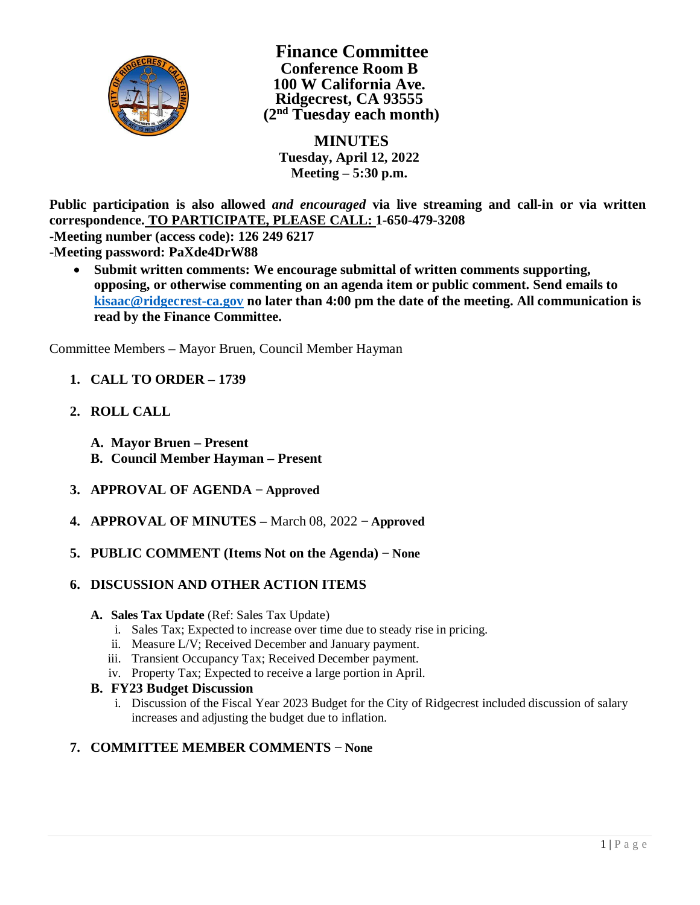# Finance Committee

**Conference Room B**
**100 W California Ave.**
**Ridgecrest, CA 93555**
**(2nd Tuesday each month)**

## MINUTES

**Tuesday, April 12, 2022**
**Meeting – 5:30 p.m.**

**Public participation is also allowed *and encouraged* via live streaming and call-in or via written correspondence. TO PARTICIPATE, PLEASE CALL: 1-650-479-3208**
**-Meeting number (access code): 126 249 6217**
**-Meeting password: PaXde4DrW88**

- **Submit written comments: We encourage submittal of written comments supporting, opposing, or otherwise commenting on an agenda item or public comment. Send emails to kisaac@ridgecrest-ca.gov no later than 4:00 pm the date of the meeting. All communication is read by the Finance Committee.**

Committee Members – Mayor Bruen, Council Member Hayman

1. **CALL TO ORDER – 1739**

2. **ROLL CALL**

   A. **Mayor Bruen – Present**
   B. **Council Member Hayman – Present**

3. **APPROVAL OF AGENDA** – **Approved**

4. **APPROVAL OF MINUTES –** March 08, 2022 – **Approved**

5. **PUBLIC COMMENT (Items Not on the Agenda)** – **None**

6. **DISCUSSION AND OTHER ACTION ITEMS**

   A. **Sales Tax Update** (Ref: Sales Tax Update)
      i. Sales Tax; Expected to increase over time due to steady rise in pricing.
      ii. Measure L/V; Received December and January payment.
      iii. Transient Occupancy Tax; Received December payment.
      iv. Property Tax; Expected to receive a large portion in April.

   B. **FY23 Budget Discussion**
      i. Discussion of the Fiscal Year 2023 Budget for the City of Ridgecrest included discussion of salary increases and adjusting the budget due to inflation.

7. **COMMITTEE MEMBER COMMENTS** – **None**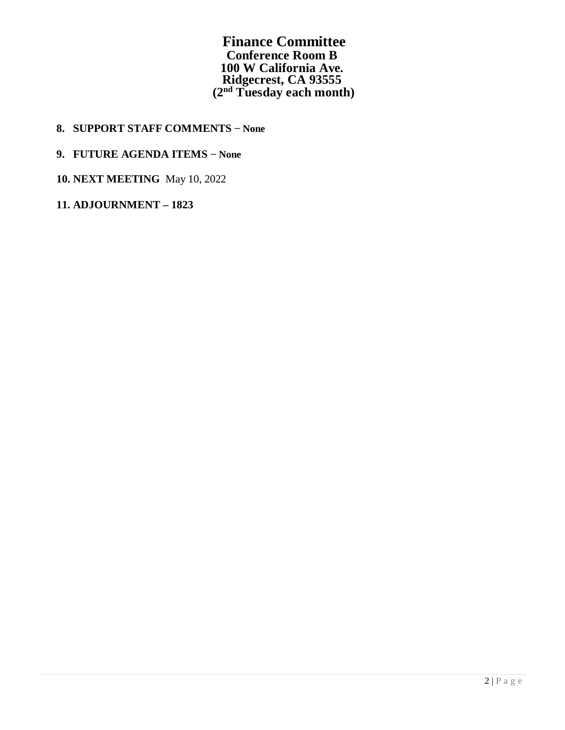# Finance Committee

**Conference Room B**
**100 W California Ave.**
**Ridgecrest, CA 93555**
**(2nd Tuesday each month)**

**8. SUPPORT STAFF COMMENTS – None**

**9. FUTURE AGENDA ITEMS – None**

**10. NEXT MEETING** May 10, 2022

**11. ADJOURNMENT – 1823**